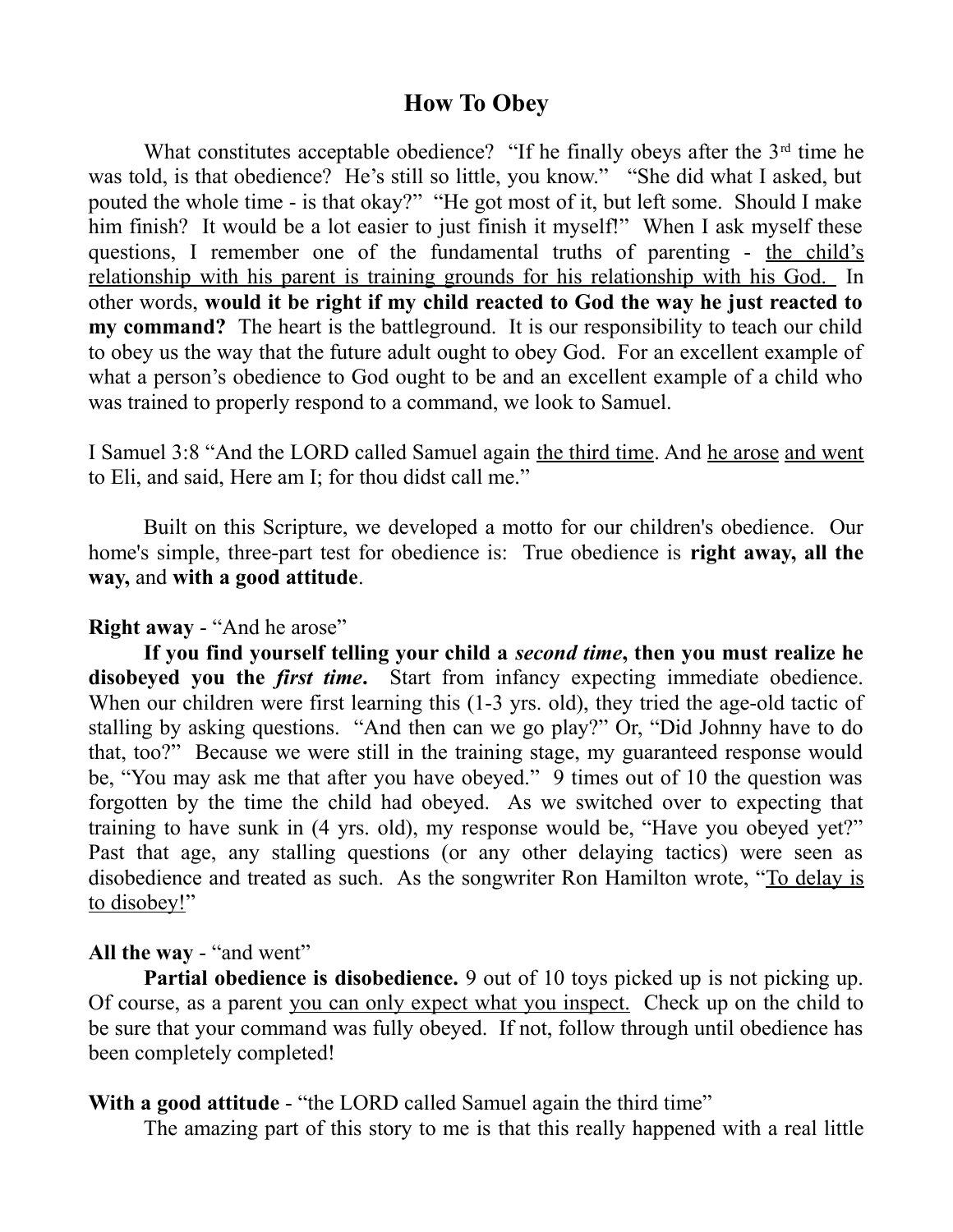# How To Obey

What constitutes acceptable obedience? "If he finally obeys after the 3rd time he was told, is that obedience? He's still so little, you know." "She did what I asked, but pouted the whole time - is that okay?" "He got most of it, but left some. Should I make him finish? It would be a lot easier to just finish it myself!" When I ask myself these questions, I remember one of the fundamental truths of parenting - the child's relationship with his parent is training grounds for his relationship with his God. In other words, **would it be right if my child reacted to God the way he just reacted to my command?** The heart is the battleground. It is our responsibility to teach our child to obey us the way that the future adult ought to obey God. For an excellent example of what a person's obedience to God ought to be and an excellent example of a child who was trained to properly respond to a command, we look to Samuel.

I Samuel 3:8 "And the LORD called Samuel again the third time. And he arose and went to Eli, and said, Here am I; for thou didst call me."

Built on this Scripture, we developed a motto for our children's obedience. Our home's simple, three-part test for obedience is: True obedience is **right away, all the way,** and **with a good attitude**.

**Right away** - "And he arose"

**If you find yourself telling your child a *second time*, then you must realize he disobeyed you the *first time*.** Start from infancy expecting immediate obedience. When our children were first learning this (1-3 yrs. old), they tried the age-old tactic of stalling by asking questions. "And then can we go play?" Or, "Did Johnny have to do that, too?" Because we were still in the training stage, my guaranteed response would be, "You may ask me that after you have obeyed." 9 times out of 10 the question was forgotten by the time the child had obeyed. As we switched over to expecting that training to have sunk in (4 yrs. old), my response would be, "Have you obeyed yet?" Past that age, any stalling questions (or any other delaying tactics) were seen as disobedience and treated as such. As the songwriter Ron Hamilton wrote, "To delay is to disobey!"

**All the way** - "and went"

**Partial obedience is disobedience.** 9 out of 10 toys picked up is not picking up. Of course, as a parent you can only expect what you inspect. Check up on the child to be sure that your command was fully obeyed. If not, follow through until obedience has been completely completed!

**With a good attitude** - "the LORD called Samuel again the third time"

The amazing part of this story to me is that this really happened with a real little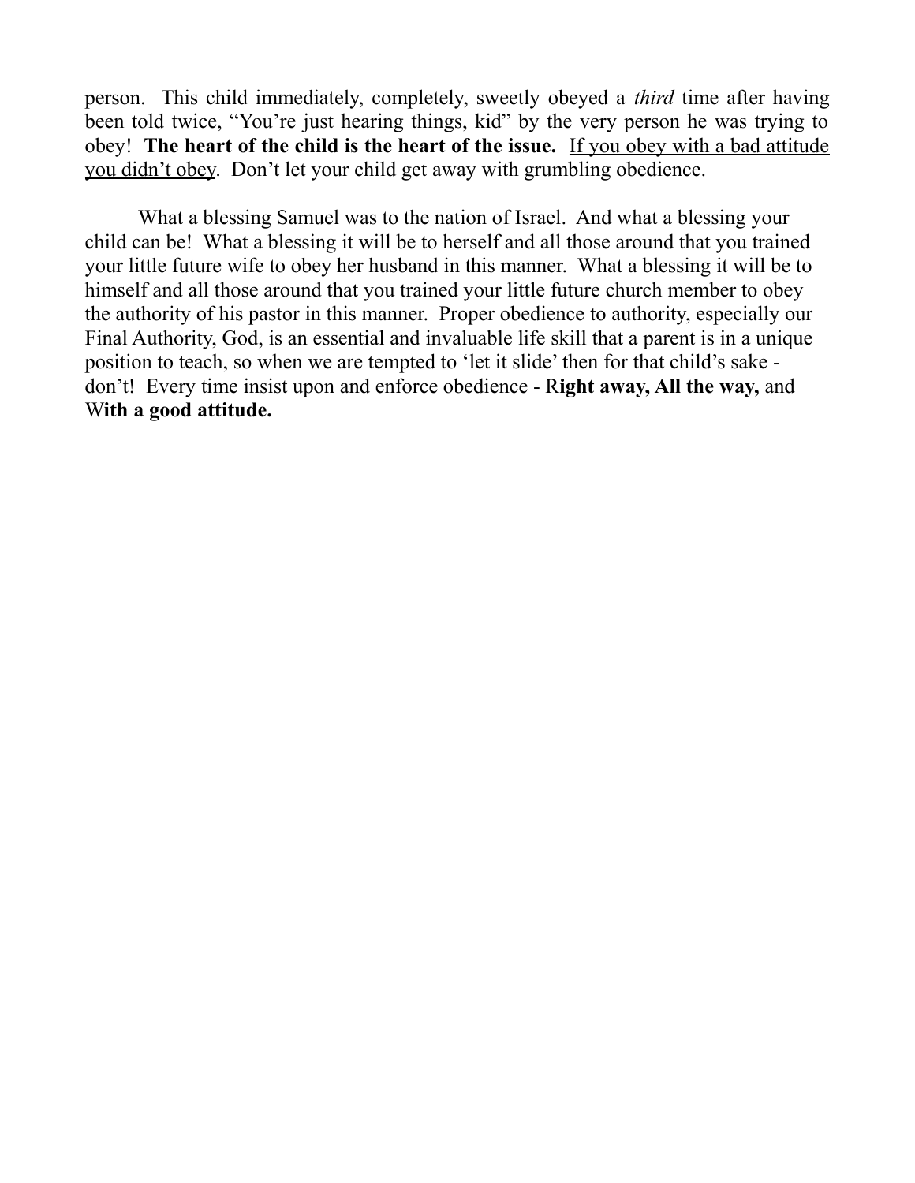person. This child immediately, completely, sweetly obeyed a *third* time after having been told twice, “You’re just hearing things, kid” by the very person he was trying to obey! **The heart of the child is the heart of the issue.** <u>If you obey with a bad attitude you didn’t obey</u>. Don’t let your child get away with grumbling obedience.

What a blessing Samuel was to the nation of Israel. And what a blessing your child can be! What a blessing it will be to herself and all those around that you trained your little future wife to obey her husband in this manner. What a blessing it will be to himself and all those around that you trained your little future church member to obey the authority of his pastor in this manner. Proper obedience to authority, especially our Final Authority, God, is an essential and invaluable life skill that a parent is in a unique position to teach, so when we are tempted to ‘let it slide’ then for that child’s sake - don’t! Every time insist upon and enforce obedience - R**ight away, All the way,** and W**ith a good attitude.**